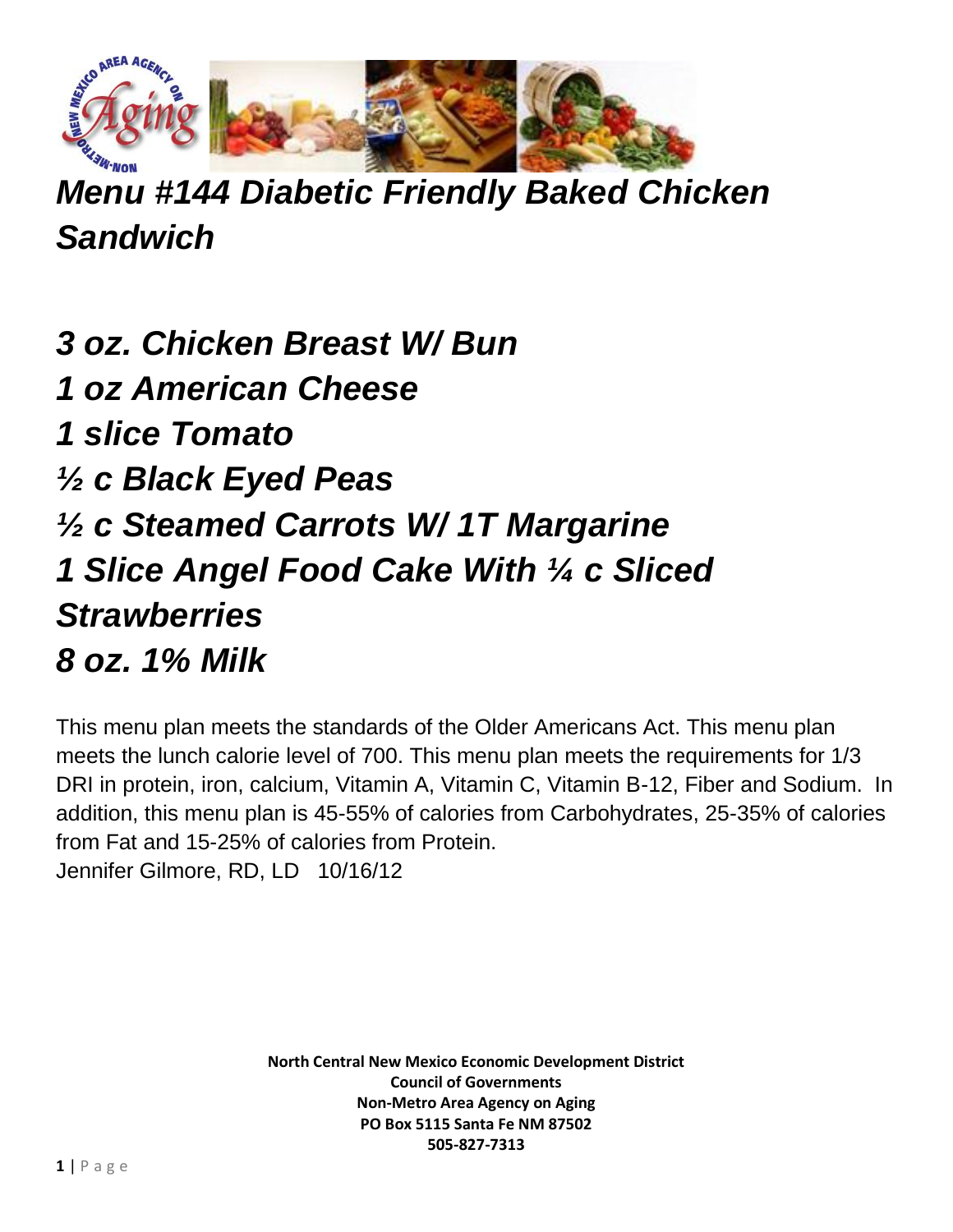# *Menu #144 Diabetic Friendly Baked Chicken Sandwich*

***3 oz. Chicken Breast W/ Bun***
***1 oz American Cheese***
***1 slice Tomato***
***½ c Black Eyed Peas***
***½ c Steamed Carrots W/ 1T Margarine***
***1 Slice Angel Food Cake With ¼ c Sliced Strawberries***
***8 oz. 1% Milk***

This menu plan meets the standards of the Older Americans Act. This menu plan meets the lunch calorie level of 700. This menu plan meets the requirements for 1/3 DRI in protein, iron, calcium, Vitamin A, Vitamin C, Vitamin B-12, Fiber and Sodium. In addition, this menu plan is 45-55% of calories from Carbohydrates, 25-35% of calories from Fat and 15-25% of calories from Protein.
Jennifer Gilmore, RD, LD 10/16/12

**North Central New Mexico Economic Development District**
**Council of Governments**
**Non-Metro Area Agency on Aging**
**PO Box 5115 Santa Fe NM 87502**
**505-827-7313**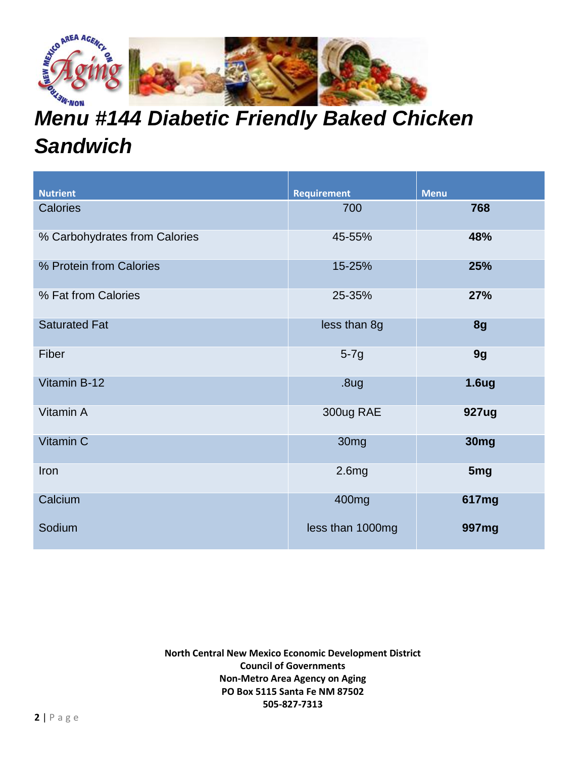# *Menu #144 Diabetic Friendly Baked Chicken Sandwich*

| Nutrient | Requirement | Menu |
|---|---|---|
| Calories | 700 | **768** |
| % Carbohydrates from Calories | 45-55% | **48%** |
| % Protein from Calories | 15-25% | **25%** |
| % Fat from Calories | 25-35% | **27%** |
| Saturated Fat | less than 8g | **8g** |
| Fiber | 5-7g | **9g** |
| Vitamin B-12 | .8ug | **1.6ug** |
| Vitamin A | 300ug RAE | **927ug** |
| Vitamin C | 30mg | **30mg** |
| Iron | 2.6mg | **5mg** |
| Calcium | 400mg | **617mg** |
| Sodium | less than 1000mg | **997mg** |

**North Central New Mexico Economic Development District**
**Council of Governments**
**Non-Metro Area Agency on Aging**
**PO Box 5115 Santa Fe NM 87502**
**505-827-7313**